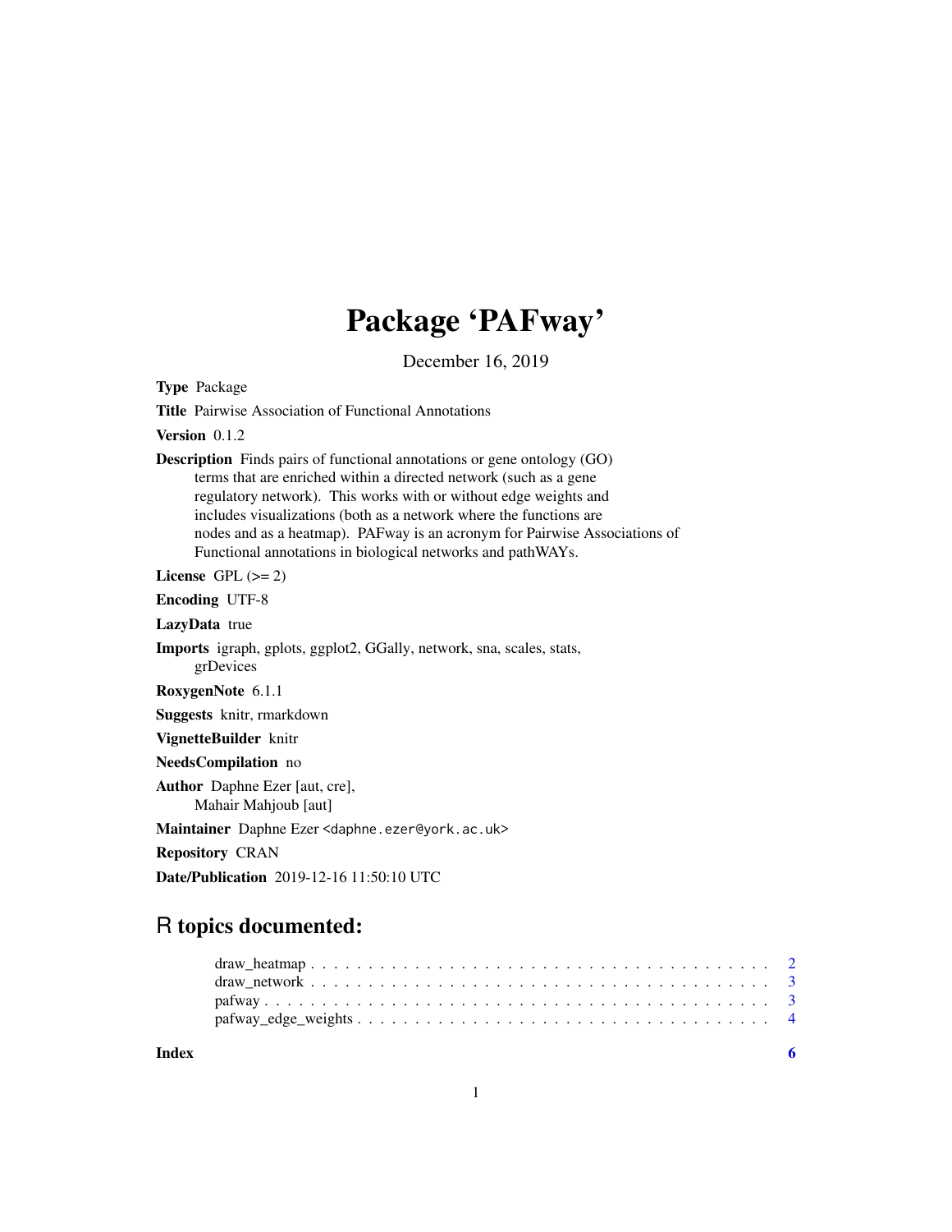# Package 'PAFway'

December 16, 2019

**Type** Package

**Title** Pairwise Association of Functional Annotations

**Version** 0.1.2

**Description** Finds pairs of functional annotations or gene ontology (GO) terms that are enriched within a directed network (such as a gene regulatory network). This works with or without edge weights and includes visualizations (both as a network where the functions are nodes and as a heatmap). PAFway is an acronym for Pairwise Associations of Functional annotations in biological networks and pathWAYs.

**License** GPL (>= 2)

**Encoding** UTF-8

**LazyData** true

**Imports** igraph, gplots, ggplot2, GGally, network, sna, scales, stats, grDevices

**RoxygenNote** 6.1.1

**Suggests** knitr, rmarkdown

**VignetteBuilder** knitr

**NeedsCompilation** no

**Author** Daphne Ezer [aut, cre], Mahair Mahjoub [aut]

**Maintainer** Daphne Ezer <daphne.ezer@york.ac.uk>

**Repository** CRAN

**Date/Publication** 2019-12-16 11:50:10 UTC

## R topics documented:

- draw_heatmap . . . . . . . . . . 2
- draw_network . . . . . . . . . . 3
- pafway . . . . . . . . . . 3
- pafway_edge_weights . . . . . . . . . . 4

**Index** 6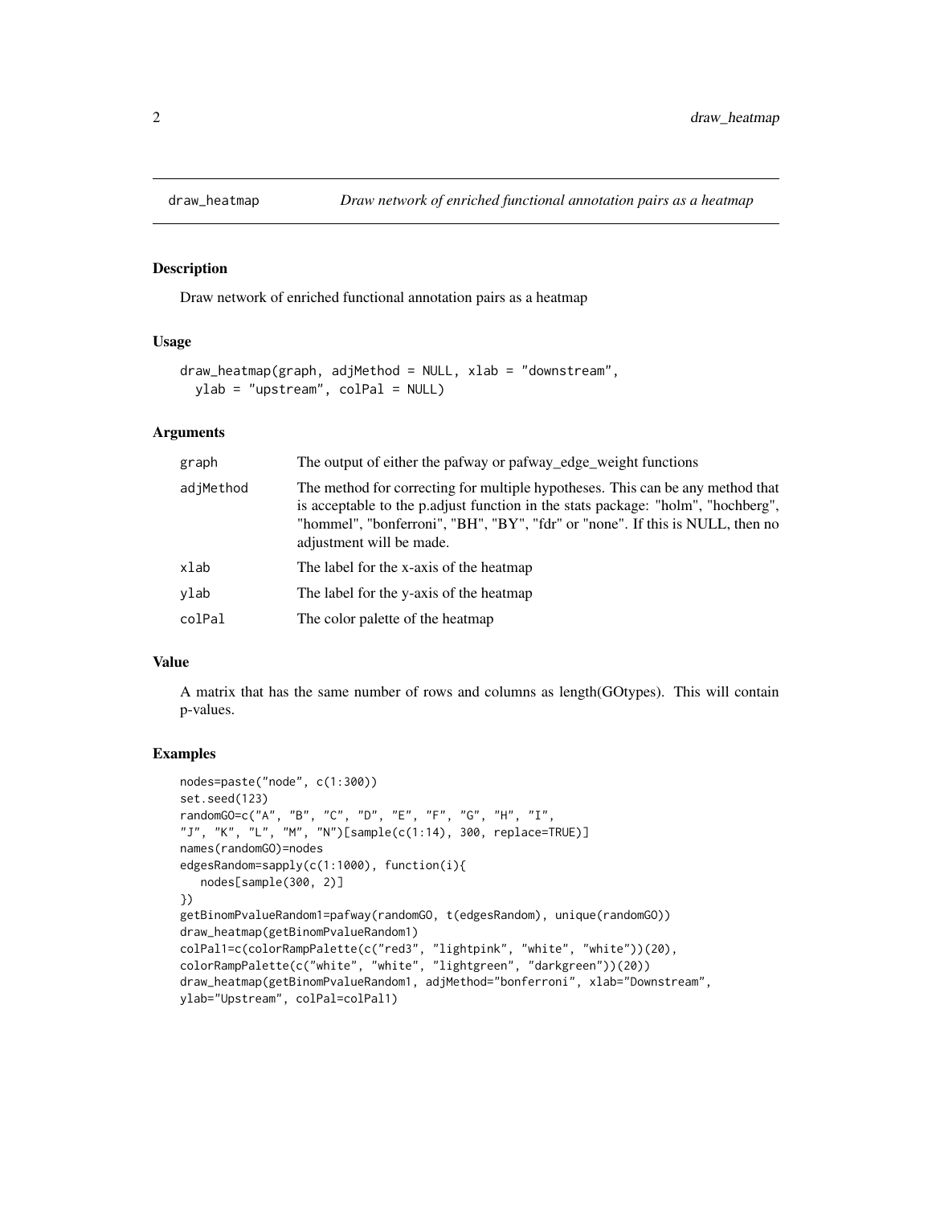# draw_heatmap — *Draw network of enriched functional annotation pairs as a heatmap*

## Description

Draw network of enriched functional annotation pairs as a heatmap

## Usage

```
draw_heatmap(graph, adjMethod = NULL, xlab = "downstream",
  ylab = "upstream", colPal = NULL)
```

## Arguments

| | |
|---|---|
| graph | The output of either the pafway or pafway_edge_weight functions |
| adjMethod | The method for correcting for multiple hypotheses. This can be any method that is acceptable to the p.adjust function in the stats package: "holm", "hochberg", "hommel", "bonferroni", "BH", "BY", "fdr" or "none". If this is NULL, then no adjustment will be made. |
| xlab | The label for the x-axis of the heatmap |
| ylab | The label for the y-axis of the heatmap |
| colPal | The color palette of the heatmap |

## Value

A matrix that has the same number of rows and columns as length(GOtypes). This will contain p-values.

## Examples

```
nodes=paste("node", c(1:300))
set.seed(123)
randomGO=c("A", "B", "C", "D", "E", "F", "G", "H", "I",
"J", "K", "L", "M", "N")[sample(c(1:14), 300, replace=TRUE)]
names(randomGO)=nodes
edgesRandom=sapply(c(1:1000), function(i){
   nodes[sample(300, 2)]
})
getBinomPvalueRandom1=pafway(randomGO, t(edgesRandom), unique(randomGO))
draw_heatmap(getBinomPvalueRandom1)
colPal1=c(colorRampPalette(c("red3", "lightpink", "white", "white"))(20),
colorRampPalette(c("white", "white", "lightgreen", "darkgreen"))(20))
draw_heatmap(getBinomPvalueRandom1, adjMethod="bonferroni", xlab="Downstream",
ylab="Upstream", colPal=colPal1)
```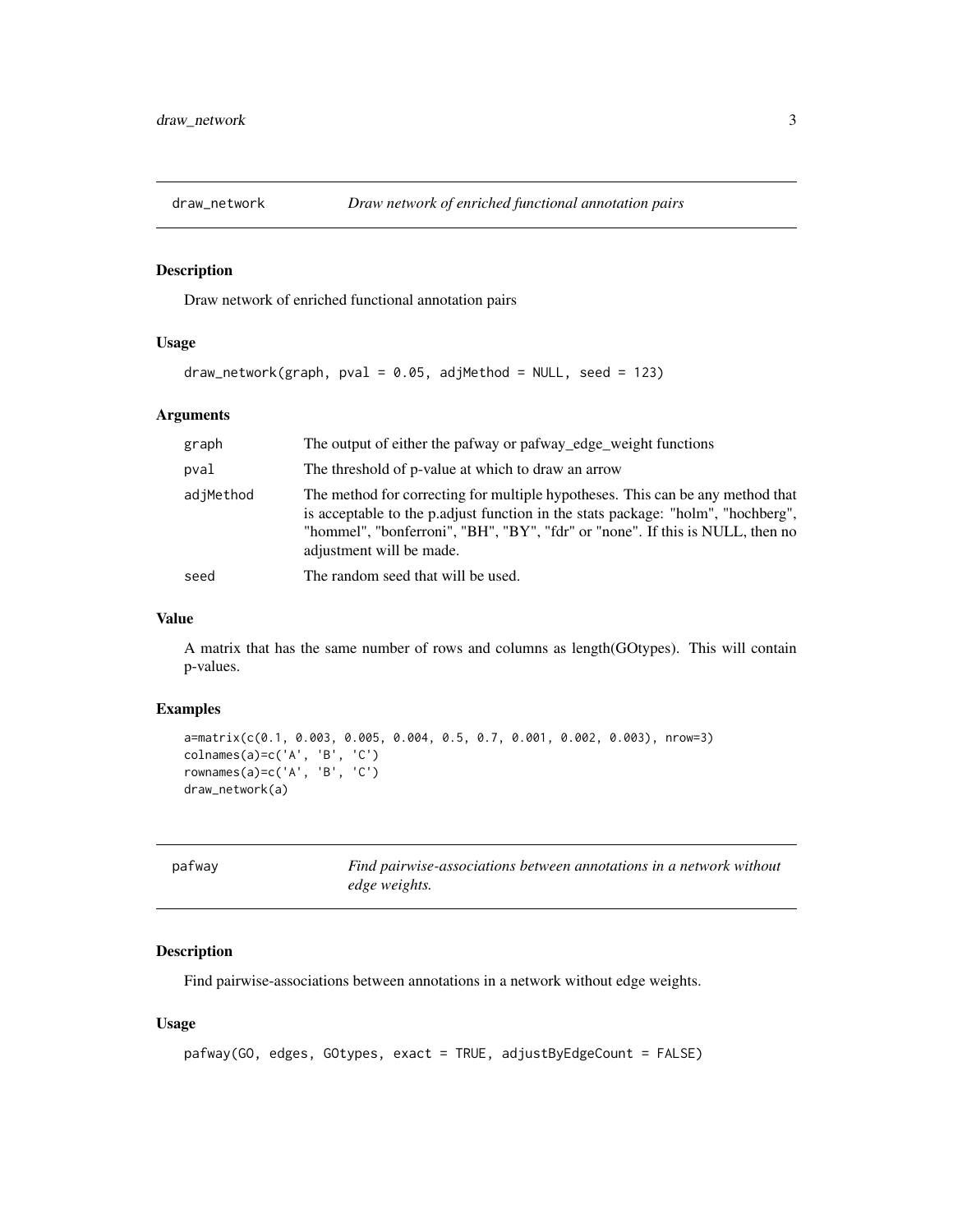## draw_network — *Draw network of enriched functional annotation pairs*

### Description

Draw network of enriched functional annotation pairs

### Usage

```
draw_network(graph, pval = 0.05, adjMethod = NULL, seed = 123)
```

### Arguments

| | |
|---|---|
| graph | The output of either the pafway or pafway_edge_weight functions |
| pval | The threshold of p-value at which to draw an arrow |
| adjMethod | The method for correcting for multiple hypotheses. This can be any method that is acceptable to the p.adjust function in the stats package: "holm", "hochberg", "hommel", "bonferroni", "BH", "BY", "fdr" or "none". If this is NULL, then no adjustment will be made. |
| seed | The random seed that will be used. |

### Value

A matrix that has the same number of rows and columns as length(GOtypes). This will contain p-values.

### Examples

```
a=matrix(c(0.1, 0.003, 0.005, 0.004, 0.5, 0.7, 0.001, 0.002, 0.003), nrow=3)
colnames(a)=c('A', 'B', 'C')
rownames(a)=c('A', 'B', 'C')
draw_network(a)
```

## pafway — *Find pairwise-associations between annotations in a network without edge weights.*

### Description

Find pairwise-associations between annotations in a network without edge weights.

### Usage

```
pafway(GO, edges, GOtypes, exact = TRUE, adjustByEdgeCount = FALSE)
```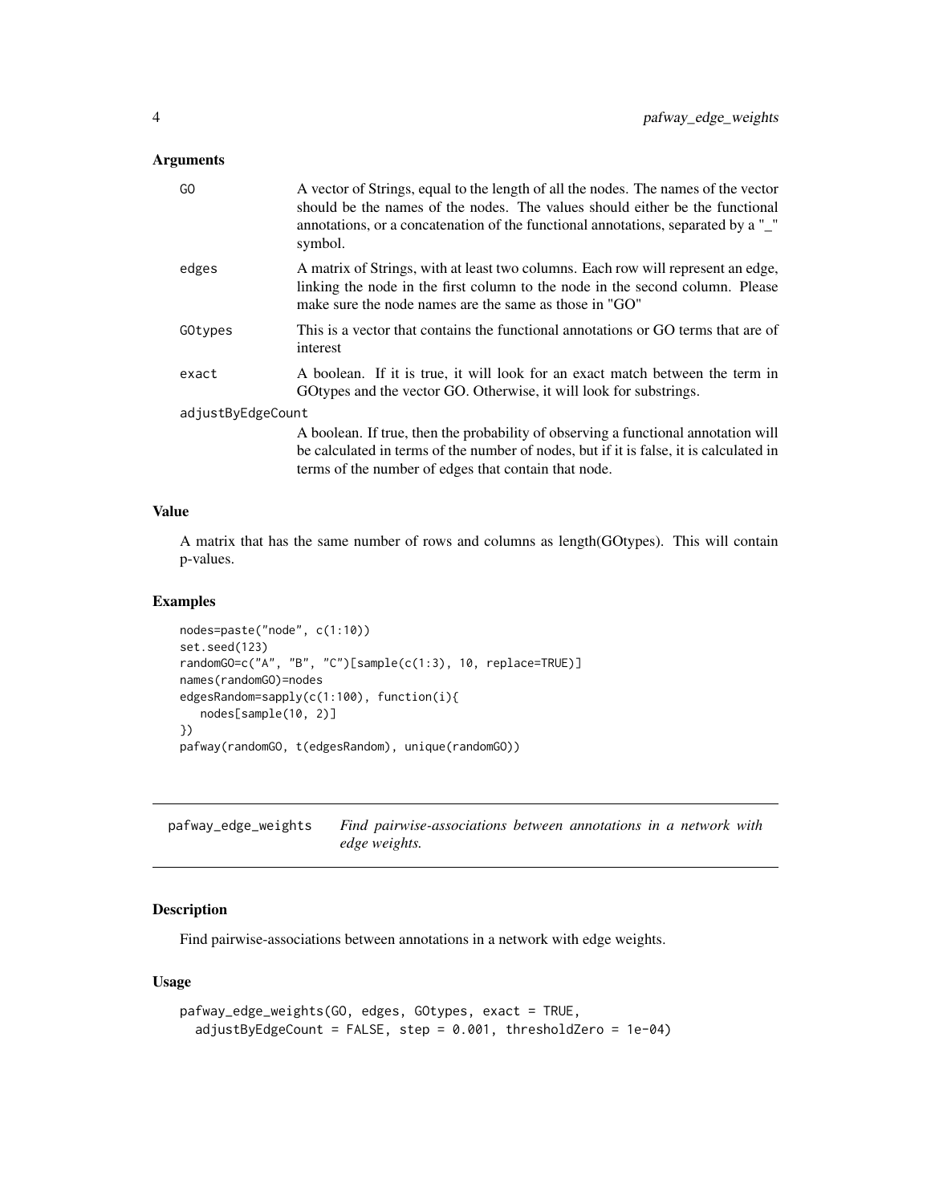### Arguments

| | |
|---|---|
| GO | A vector of Strings, equal to the length of all the nodes. The names of the vector should be the names of the nodes. The values should either be the functional annotations, or a concatenation of the functional annotations, separated by a "_" symbol. |
| edges | A matrix of Strings, with at least two columns. Each row will represent an edge, linking the node in the first column to the node in the second column. Please make sure the node names are the same as those in "GO" |
| GOtypes | This is a vector that contains the functional annotations or GO terms that are of interest |
| exact | A boolean. If it is true, it will look for an exact match between the term in GOtypes and the vector GO. Otherwise, it will look for substrings. |
| adjustByEdgeCount | A boolean. If true, then the probability of observing a functional annotation will be calculated in terms of the number of nodes, but if it is false, it is calculated in terms of the number of edges that contain that node. |

### Value

A matrix that has the same number of rows and columns as length(GOtypes). This will contain p-values.

### Examples

```
nodes=paste("node", c(1:10))
set.seed(123)
randomGO=c("A", "B", "C")[sample(c(1:3), 10, replace=TRUE)]
names(randomGO)=nodes
edgesRandom=sapply(c(1:100), function(i){
   nodes[sample(10, 2)]
})
pafway(randomGO, t(edgesRandom), unique(randomGO))
```

---

## pafway_edge_weights    *Find pairwise-associations between annotations in a network with edge weights.*

---

### Description

Find pairwise-associations between annotations in a network with edge weights.

### Usage

```
pafway_edge_weights(GO, edges, GOtypes, exact = TRUE,
  adjustByEdgeCount = FALSE, step = 0.001, thresholdZero = 1e-04)
```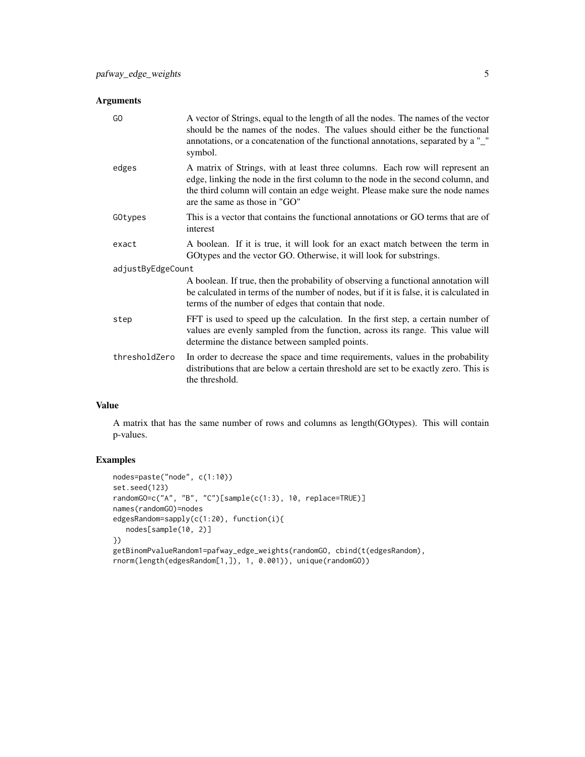## Arguments

| | |
|---|---|
| GO | A vector of Strings, equal to the length of all the nodes. The names of the vector should be the names of the nodes. The values should either be the functional annotations, or a concatenation of the functional annotations, separated by a "_" symbol. |
| edges | A matrix of Strings, with at least three columns. Each row will represent an edge, linking the node in the first column to the node in the second column, and the third column will contain an edge weight. Please make sure the node names are the same as those in "GO" |
| GOtypes | This is a vector that contains the functional annotations or GO terms that are of interest |
| exact | A boolean. If it is true, it will look for an exact match between the term in GOtypes and the vector GO. Otherwise, it will look for substrings. |
| adjustByEdgeCount | A boolean. If true, then the probability of observing a functional annotation will be calculated in terms of the number of nodes, but if it is false, it is calculated in terms of the number of edges that contain that node. |
| step | FFT is used to speed up the calculation. In the first step, a certain number of values are evenly sampled from the function, across its range. This value will determine the distance between sampled points. |
| thresholdZero | In order to decrease the space and time requirements, values in the probability distributions that are below a certain threshold are set to be exactly zero. This is the threshold. |

## Value

A matrix that has the same number of rows and columns as length(GOtypes). This will contain p-values.

## Examples

```
nodes=paste("node", c(1:10))
set.seed(123)
randomGO=c("A", "B", "C")[sample(c(1:3), 10, replace=TRUE)]
names(randomGO)=nodes
edgesRandom=sapply(c(1:20), function(i){
   nodes[sample(10, 2)]
})
getBinomPvalueRandom1=pafway_edge_weights(randomGO, cbind(t(edgesRandom),
rnorm(length(edgesRandom[1,]), 1, 0.001)), unique(randomGO))
```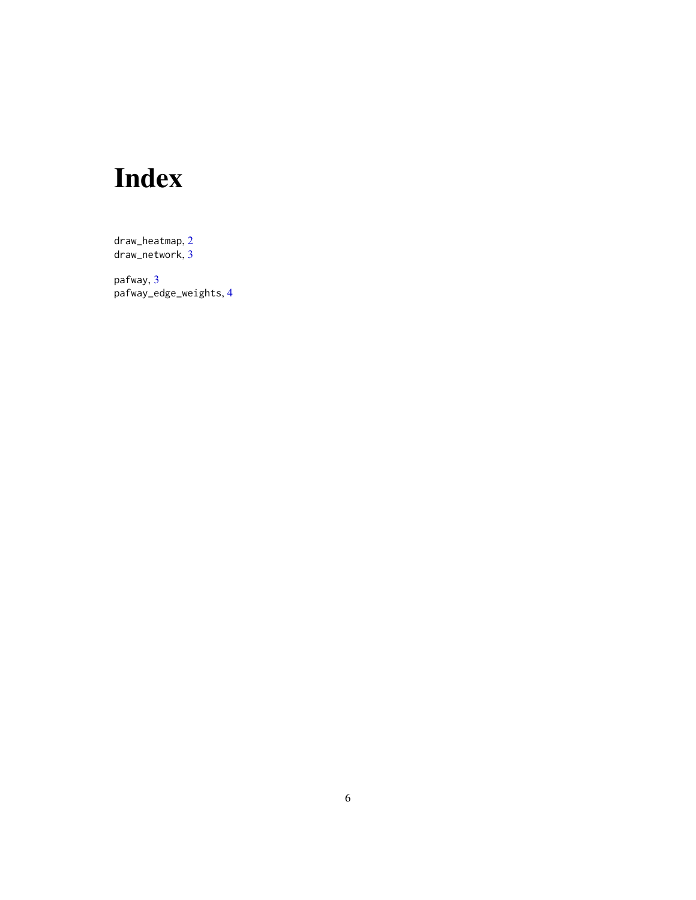# Index

draw_heatmap, 2
draw_network, 3

pafway, 3
pafway_edge_weights, 4